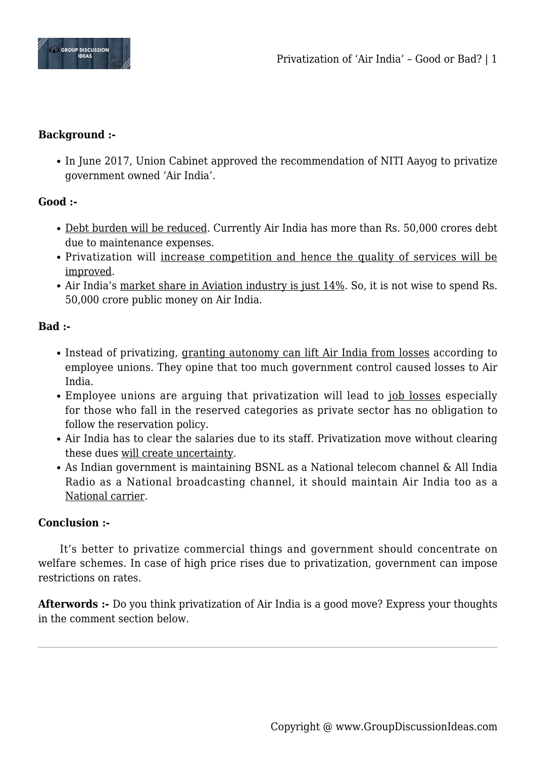**Background :-**

- In June 2017, Union Cabinet approved the recommendation of NITI Aayog to privatize government owned 'Air India'.

**Good :-**

- Debt burden will be reduced. Currently Air India has more than Rs. 50,000 crores debt due to maintenance expenses.
- Privatization will increase competition and hence the quality of services will be improved.
- Air India's market share in Aviation industry is just 14%. So, it is not wise to spend Rs. 50,000 crore public money on Air India.

**Bad :-**

- Instead of privatizing, granting autonomy can lift Air India from losses according to employee unions. They opine that too much government control caused losses to Air India.
- Employee unions are arguing that privatization will lead to job losses especially for those who fall in the reserved categories as private sector has no obligation to follow the reservation policy.
- Air India has to clear the salaries due to its staff. Privatization move without clearing these dues will create uncertainty.
- As Indian government is maintaining BSNL as a National telecom channel & All India Radio as a National broadcasting channel, it should maintain Air India too as a National carrier.

**Conclusion :-**

It's better to privatize commercial things and government should concentrate on welfare schemes. In case of high price rises due to privatization, government can impose restrictions on rates.

**Afterwords :-** Do you think privatization of Air India is a good move? Express your thoughts in the comment section below.

---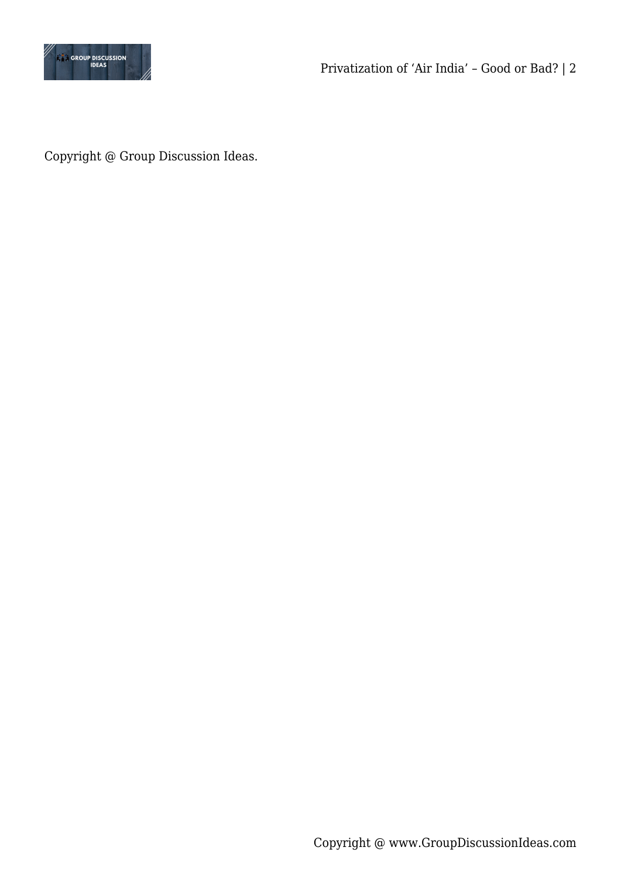Copyright @ Group Discussion Ideas.